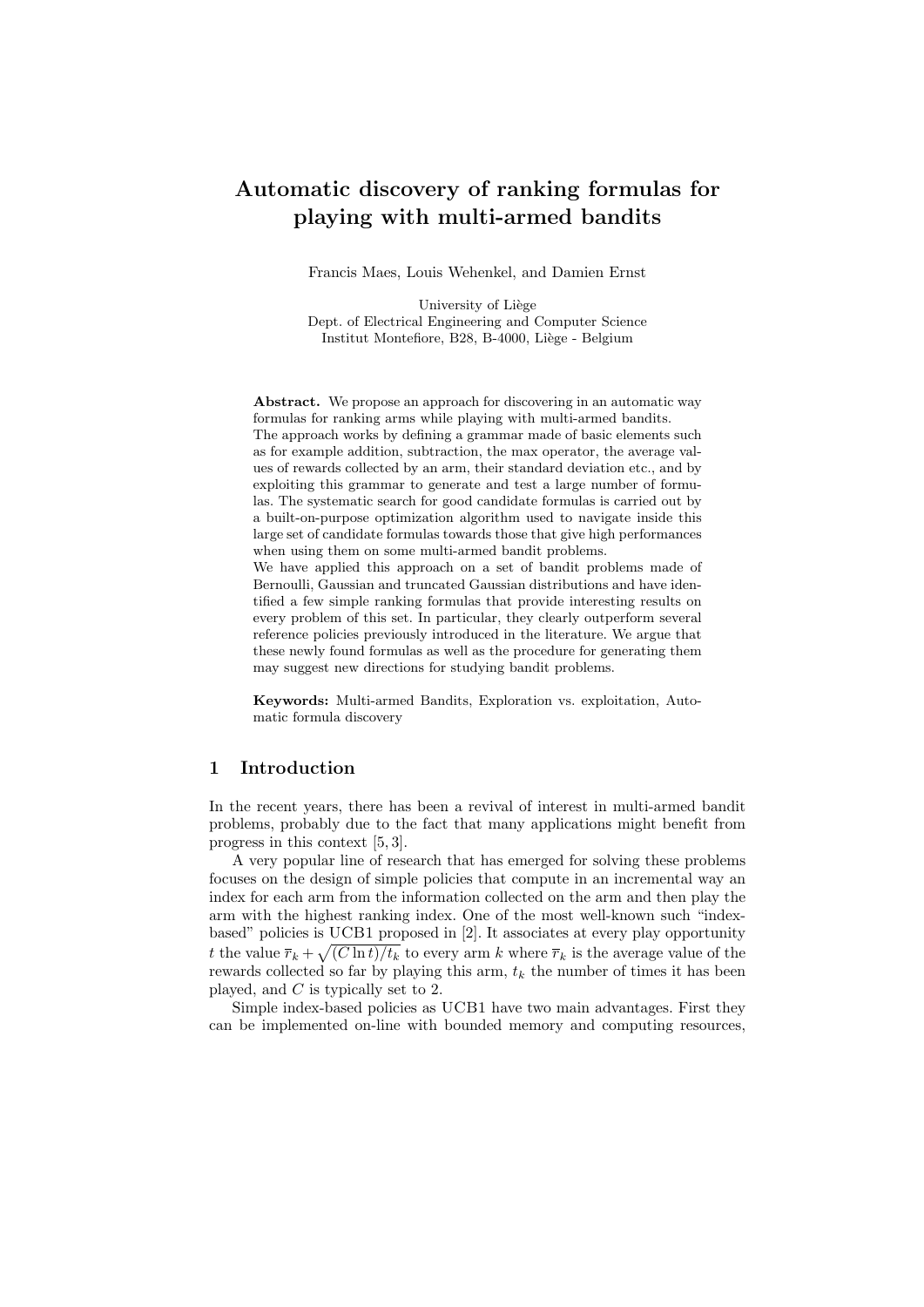# Automatic discovery of ranking formulas for playing with multi-armed bandits

Francis Maes, Louis Wehenkel, and Damien Ernst

University of Liège
Dept. of Electrical Engineering and Computer Science
Institut Montefiore, B28, B-4000, Liège - Belgium

**Abstract.** We propose an approach for discovering in an automatic way formulas for ranking arms while playing with multi-armed bandits.
The approach works by defining a grammar made of basic elements such as for example addition, subtraction, the max operator, the average values of rewards collected by an arm, their standard deviation etc., and by exploiting this grammar to generate and test a large number of formulas. The systematic search for good candidate formulas is carried out by a built-on-purpose optimization algorithm used to navigate inside this large set of candidate formulas towards those that give high performances when using them on some multi-armed bandit problems.
We have applied this approach on a set of bandit problems made of Bernoulli, Gaussian and truncated Gaussian distributions and have identified a few simple ranking formulas that provide interesting results on every problem of this set. In particular, they clearly outperform several reference policies previously introduced in the literature. We argue that these newly found formulas as well as the procedure for generating them may suggest new directions for studying bandit problems.

**Keywords:** Multi-armed Bandits, Exploration vs. exploitation, Automatic formula discovery

## 1 Introduction

In the recent years, there has been a revival of interest in multi-armed bandit problems, probably due to the fact that many applications might benefit from progress in this context [5, 3].

A very popular line of research that has emerged for solving these problems focuses on the design of simple policies that compute in an incremental way an index for each arm from the information collected on the arm and then play the arm with the highest ranking index. One of the most well-known such "index-based" policies is UCB1 proposed in [2]. It associates at every play opportunity $t$ the value $\overline{r}_k + \sqrt{(C \ln t)/t_k}$ to every arm $k$ where $\overline{r}_k$ is the average value of the rewards collected so far by playing this arm, $t_k$ the number of times it has been played, and $C$ is typically set to 2.

Simple index-based policies as UCB1 have two main advantages. First they can be implemented on-line with bounded memory and computing resources,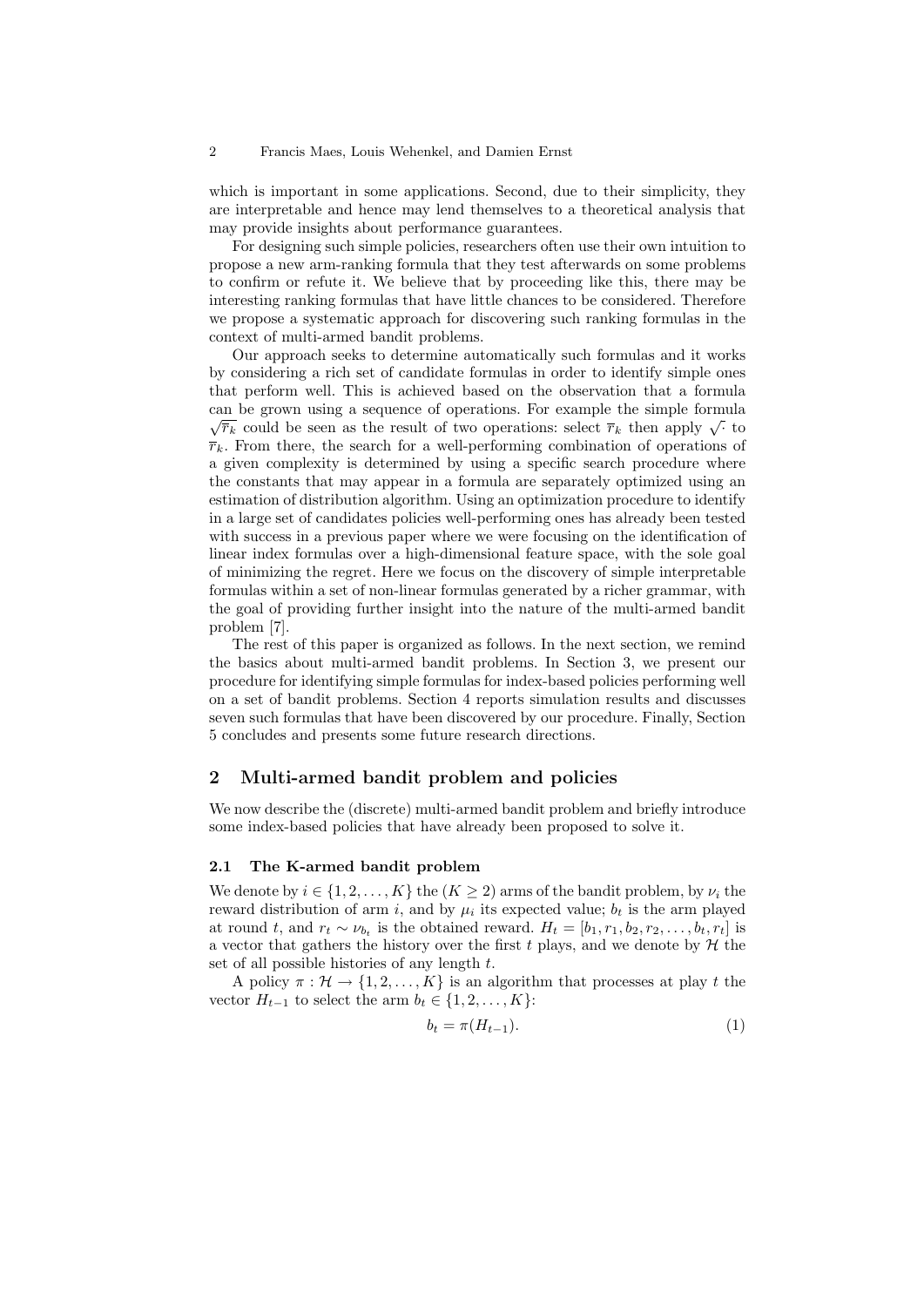which is important in some applications. Second, due to their simplicity, they are interpretable and hence may lend themselves to a theoretical analysis that may provide insights about performance guarantees.

For designing such simple policies, researchers often use their own intuition to propose a new arm-ranking formula that they test afterwards on some problems to confirm or refute it. We believe that by proceeding like this, there may be interesting ranking formulas that have little chances to be considered. Therefore we propose a systematic approach for discovering such ranking formulas in the context of multi-armed bandit problems.

Our approach seeks to determine automatically such formulas and it works by considering a rich set of candidate formulas in order to identify simple ones that perform well. This is achieved based on the observation that a formula can be grown using a sequence of operations. For example the simple formula $\sqrt{\overline{r}_k}$ could be seen as the result of two operations: select $\overline{r}_k$ then apply $\sqrt{\cdot}$ to $\overline{r}_k$. From there, the search for a well-performing combination of operations of a given complexity is determined by using a specific search procedure where the constants that may appear in a formula are separately optimized using an estimation of distribution algorithm. Using an optimization procedure to identify in a large set of candidates policies well-performing ones has already been tested with success in a previous paper where we were focusing on the identification of linear index formulas over a high-dimensional feature space, with the sole goal of minimizing the regret. Here we focus on the discovery of simple interpretable formulas within a set of non-linear formulas generated by a richer grammar, with the goal of providing further insight into the nature of the multi-armed bandit problem [7].

The rest of this paper is organized as follows. In the next section, we remind the basics about multi-armed bandit problems. In Section 3, we present our procedure for identifying simple formulas for index-based policies performing well on a set of bandit problems. Section 4 reports simulation results and discusses seven such formulas that have been discovered by our procedure. Finally, Section 5 concludes and presents some future research directions.

## 2 Multi-armed bandit problem and policies

We now describe the (discrete) multi-armed bandit problem and briefly introduce some index-based policies that have already been proposed to solve it.

### 2.1 The K-armed bandit problem

We denote by $i \in \{1, 2, \ldots, K\}$ the ($K \geq 2$) arms of the bandit problem, by $\nu_i$ the reward distribution of arm $i$, and by $\mu_i$ its expected value; $b_t$ is the arm played at round $t$, and $r_t \sim \nu_{b_t}$ is the obtained reward. $H_t = [b_1, r_1, b_2, r_2, \ldots, b_t, r_t]$ is a vector that gathers the history over the first $t$ plays, and we denote by $\mathcal{H}$ the set of all possible histories of any length $t$.

A policy $\pi : \mathcal{H} \rightarrow \{1, 2, \ldots, K\}$ is an algorithm that processes at play $t$ the vector $H_{t-1}$ to select the arm $b_t \in \{1, 2, \ldots, K\}$:

$$b_t = \pi(H_{t-1}). \tag{1}$$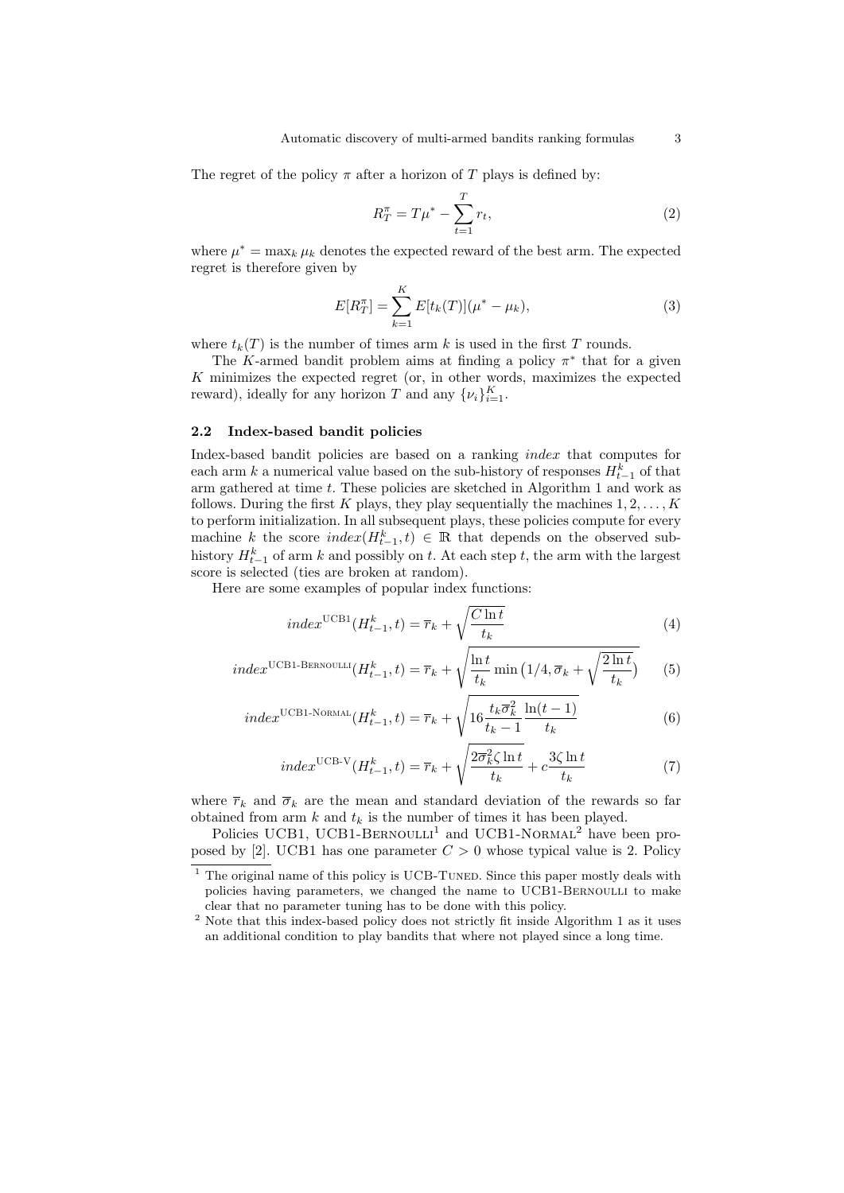The regret of the policy $\pi$ after a horizon of $T$ plays is defined by:

$$R_T^\pi = T\mu^* - \sum_{t=1}^{T} r_t, \tag{2}$$

where $\mu^* = \max_k \mu_k$ denotes the expected reward of the best arm. The expected regret is therefore given by

$$E[R_T^\pi] = \sum_{k=1}^{K} E[t_k(T)](\mu^* - \mu_k), \tag{3}$$

where $t_k(T)$ is the number of times arm $k$ is used in the first $T$ rounds.

The $K$-armed bandit problem aims at finding a policy $\pi^*$ that for a given $K$ minimizes the expected regret (or, in other words, maximizes the expected reward), ideally for any horizon $T$ and any $\{\nu_i\}_{i=1}^K$.

### 2.2 Index-based bandit policies

Index-based bandit policies are based on a ranking *index* that computes for each arm $k$ a numerical value based on the sub-history of responses $H_{t-1}^k$ of that arm gathered at time $t$. These policies are sketched in Algorithm 1 and work as follows. During the first $K$ plays, they play sequentially the machines $1, 2, \ldots, K$ to perform initialization. In all subsequent plays, these policies compute for every machine $k$ the score $index(H_{t-1}^k, t) \in \mathbb{R}$ that depends on the observed sub-history $H_{t-1}^k$ of arm $k$ and possibly on $t$. At each step $t$, the arm with the largest score is selected (ties are broken at random).

Here are some examples of popular index functions:

$$index^{\text{UCB1}}(H_{t-1}^k, t) = \overline{r}_k + \sqrt{\frac{C \ln t}{t_k}} \tag{4}$$

$$index^{\text{UCB1-Bernoulli}}(H_{t-1}^k, t) = \overline{r}_k + \sqrt{\frac{\ln t}{t_k} \min\left(1/4, \overline{\sigma}_k + \sqrt{\frac{2 \ln t}{t_k}}\right)} \tag{5}$$

$$index^{\text{UCB1-Normal}}(H_{t-1}^k, t) = \overline{r}_k + \sqrt{16 \frac{t_k \overline{\sigma}_k^2}{t_k - 1} \frac{\ln(t-1)}{t_k}} \tag{6}$$

$$index^{\text{UCB-V}}(H_{t-1}^k, t) = \overline{r}_k + \sqrt{\frac{2\overline{\sigma}_k^2 \zeta \ln t}{t_k}} + c\frac{3\zeta \ln t}{t_k} \tag{7}$$

where $\overline{r}_k$ and $\overline{\sigma}_k$ are the mean and standard deviation of the rewards so far obtained from arm $k$ and $t_k$ is the number of times it has been played.

Policies UCB1, UCB1-Bernoulli[1] and UCB1-Normal[2] have been proposed by [2]. UCB1 has one parameter $C > 0$ whose typical value is 2. Policy

[1] The original name of this policy is UCB-Tuned. Since this paper mostly deals with policies having parameters, we changed the name to UCB1-Bernoulli to make clear that no parameter tuning has to be done with this policy.

[2] Note that this index-based policy does not strictly fit inside Algorithm 1 as it uses an additional condition to play bandits that where not played since a long time.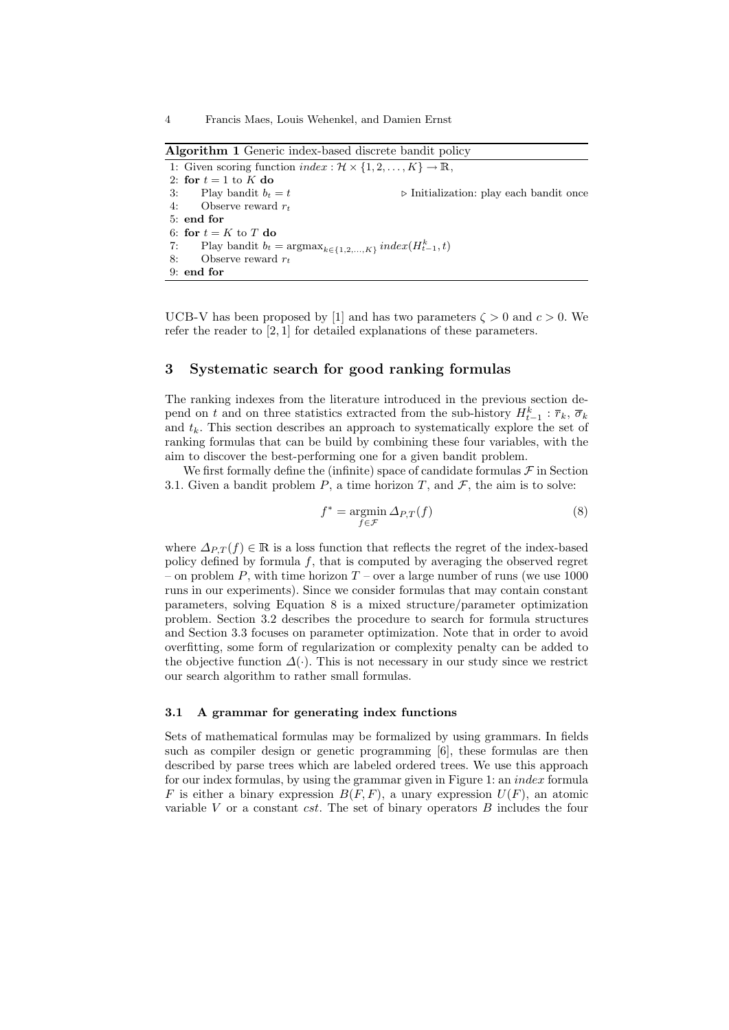**Algorithm 1** Generic index-based discrete bandit policy

```
1: Given scoring function index : H × {1, 2, ..., K} → R,
2: for t = 1 to K do
3:     Play bandit b_t = t                    ▷ Initialization: play each bandit once
4:     Observe reward r_t
5: end for
6: for t = K to T do
7:     Play bandit b_t = argmax_{k∈{1,2,...,K}} index(H^k_{t−1}, t)
8:     Observe reward r_t
9: end for
```

UCB-V has been proposed by [1] and has two parameters $\zeta > 0$ and $c > 0$. We refer the reader to [2, 1] for detailed explanations of these parameters.

## 3 Systematic search for good ranking formulas

The ranking indexes from the literature introduced in the previous section depend on $t$ and on three statistics extracted from the sub-history $H_{t-1}^k$ : $\overline{r}_k$, $\overline{\sigma}_k$ and $t_k$. This section describes an approach to systematically explore the set of ranking formulas that can be build by combining these four variables, with the aim to discover the best-performing one for a given bandit problem.

We first formally define the (infinite) space of candidate formulas $\mathcal{F}$ in Section 3.1. Given a bandit problem $P$, a time horizon $T$, and $\mathcal{F}$, the aim is to solve:

$$f^* = \operatorname*{argmin}_{f \in \mathcal{F}} \Delta_{P,T}(f) \tag{8}$$

where $\Delta_{P,T}(f) \in \mathbb{R}$ is a loss function that reflects the regret of the index-based policy defined by formula $f$, that is computed by averaging the observed regret – on problem $P$, with time horizon $T$ – over a large number of runs (we use 1000 runs in our experiments). Since we consider formulas that may contain constant parameters, solving Equation 8 is a mixed structure/parameter optimization problem. Section 3.2 describes the procedure to search for formula structures and Section 3.3 focuses on parameter optimization. Note that in order to avoid overfitting, some form of regularization or complexity penalty can be added to the objective function $\Delta(\cdot)$. This is not necessary in our study since we restrict our search algorithm to rather small formulas.

### 3.1 A grammar for generating index functions

Sets of mathematical formulas may be formalized by using grammars. In fields such as compiler design or genetic programming [6], these formulas are then described by parse trees which are labeled ordered trees. We use this approach for our index formulas, by using the grammar given in Figure 1: an *index* formula $F$ is either a binary expression $B(F, F)$, a unary expression $U(F)$, an atomic variable $V$ or a constant *cst*. The set of binary operators $B$ includes the four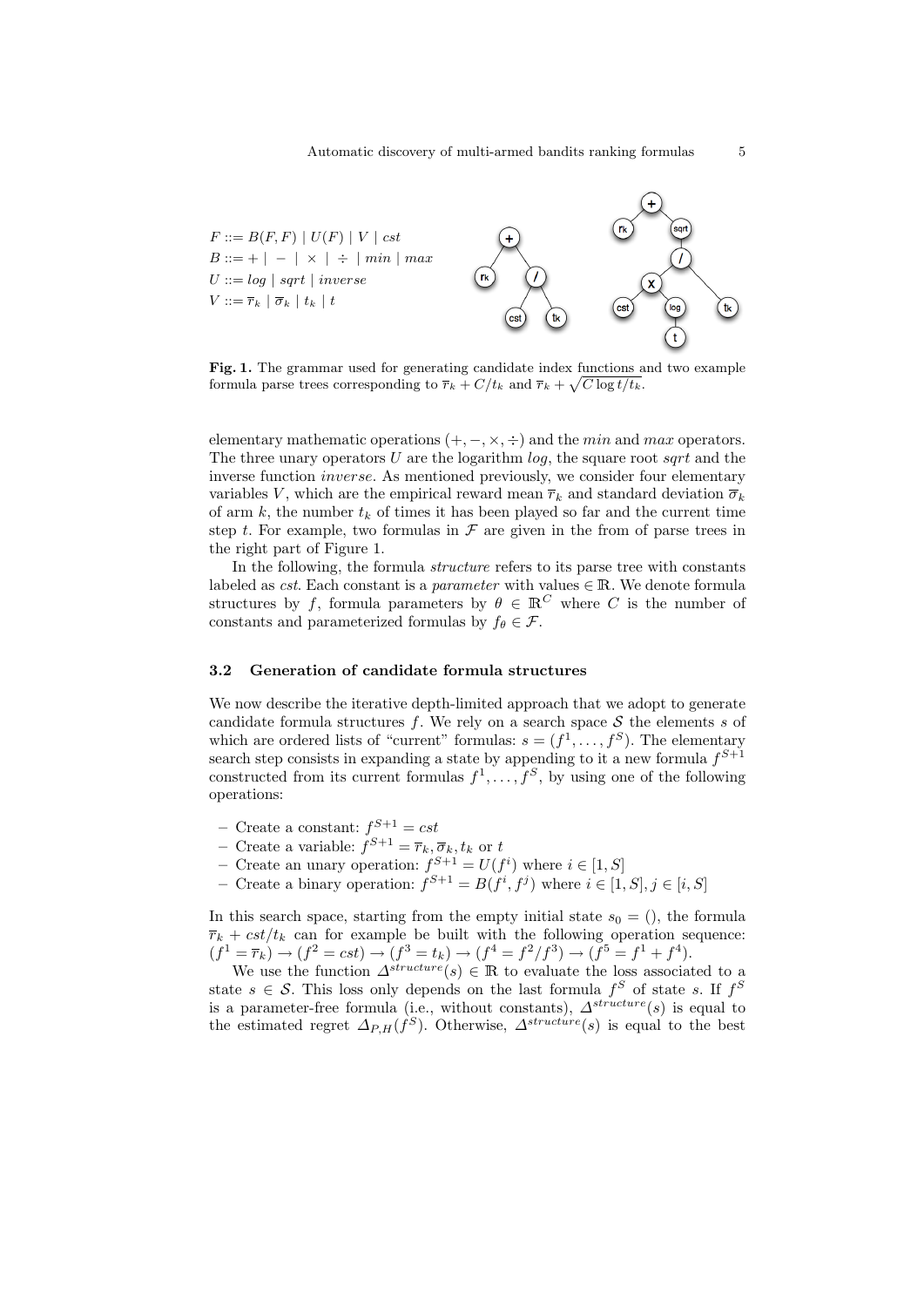$F ::= B(F, F) \mid U(F) \mid V \mid cst$
$B ::= + \mid - \mid \times \mid \div \mid min \mid max$
$U ::= log \mid sqrt \mid inverse$
$V ::= \overline{r}_k \mid \overline{\sigma}_k \mid t_k \mid t$

**Fig. 1.** The grammar used for generating candidate index functions and two example formula parse trees corresponding to $\overline{r}_k + C/t_k$ and $\overline{r}_k + \sqrt{C \log t / t_k}$.

elementary mathematic operations $(+, -, \times, \div)$ and the *min* and *max* operators. The three unary operators $U$ are the logarithm *log*, the square root *sqrt* and the inverse function *inverse*. As mentioned previously, we consider four elementary variables $V$, which are the empirical reward mean $\overline{r}_k$ and standard deviation $\overline{\sigma}_k$ of arm $k$, the number $t_k$ of times it has been played so far and the current time step $t$. For example, two formulas in $\mathcal{F}$ are given in the from of parse trees in the right part of Figure 1.

In the following, the formula *structure* refers to its parse tree with constants labeled as *cst*. Each constant is a *parameter* with values $\in \mathbb{R}$. We denote formula structures by $f$, formula parameters by $\theta \in \mathbb{R}^C$ where $C$ is the number of constants and parameterized formulas by $f_\theta \in \mathcal{F}$.

### 3.2 Generation of candidate formula structures

We now describe the iterative depth-limited approach that we adopt to generate candidate formula structures $f$. We rely on a search space $\mathcal{S}$ the elements $s$ of which are ordered lists of "current" formulas: $s = (f^1, \ldots, f^S)$. The elementary search step consists in expanding a state by appending to it a new formula $f^{S+1}$ constructed from its current formulas $f^1, \ldots, f^S$, by using one of the following operations:

- Create a constant: $f^{S+1} = cst$
- Create a variable: $f^{S+1} = \overline{r}_k, \overline{\sigma}_k, t_k$ or $t$
- Create an unary operation: $f^{S+1} = U(f^i)$ where $i \in [1, S]$
- Create a binary operation: $f^{S+1} = B(f^i, f^j)$ where $i \in [1, S], j \in [i, S]$

In this search space, starting from the empty initial state $s_0 = ()$, the formula $\overline{r}_k + cst/t_k$ can for example be built with the following operation sequence: $(f^1 = \overline{r}_k) \rightarrow (f^2 = cst) \rightarrow (f^3 = t_k) \rightarrow (f^4 = f^2/f^3) \rightarrow (f^5 = f^1 + f^4)$.

We use the function $\Delta^{structure}(s) \in \mathbb{R}$ to evaluate the loss associated to a state $s \in \mathcal{S}$. This loss only depends on the last formula $f^S$ of state $s$. If $f^S$ is a parameter-free formula (i.e., without constants), $\Delta^{structure}(s)$ is equal to the estimated regret $\Delta_{P,H}(f^S)$. Otherwise, $\Delta^{structure}(s)$ is equal to the best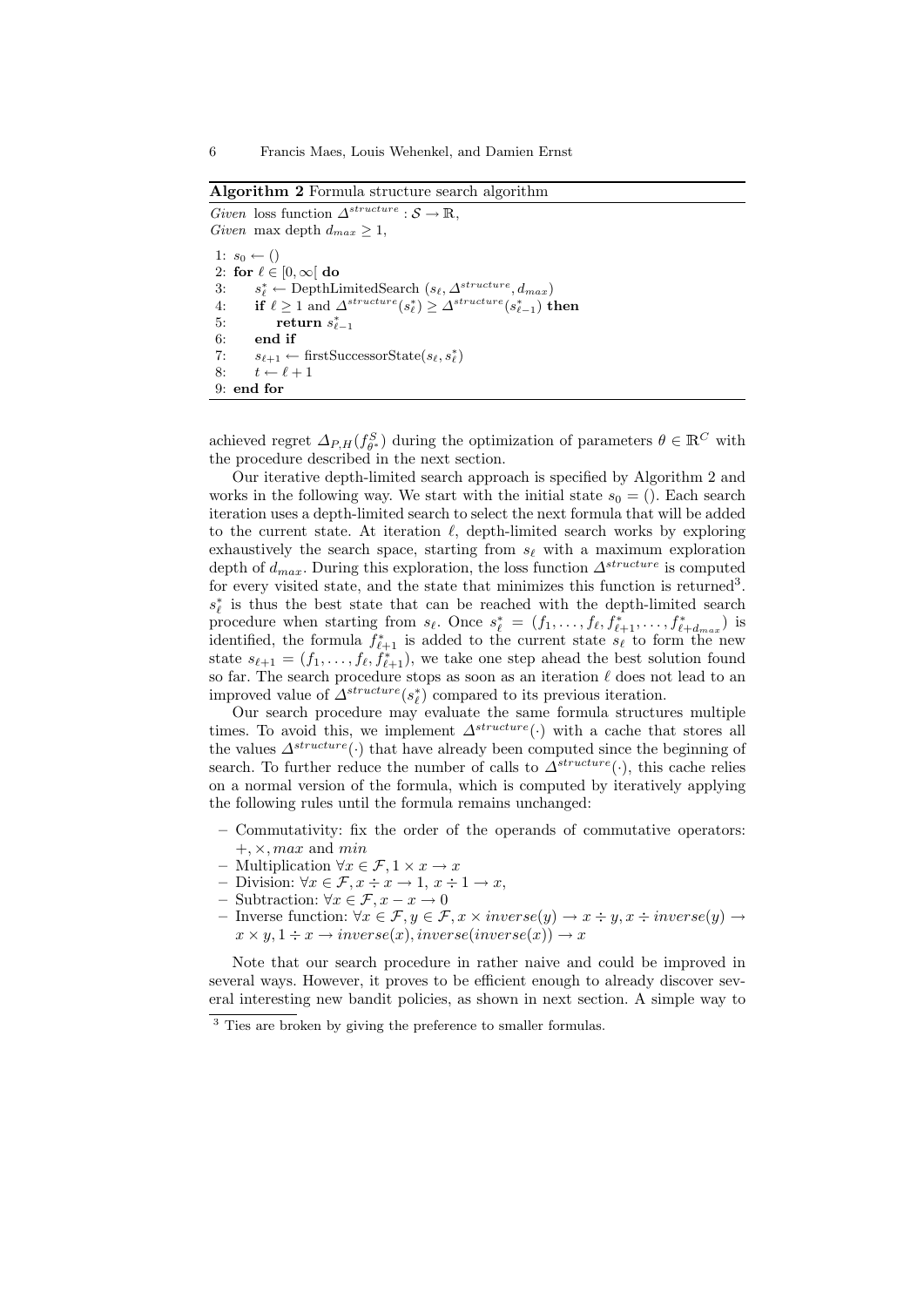**Algorithm 2** Formula structure search algorithm

*Given* loss function $\Delta^{structure} : \mathcal{S} \rightarrow \mathbb{R}$,
*Given* max depth $d_{max} \geq 1$,

```
1: s_0 ← ()
2: for ℓ ∈ [0, ∞[ do
3:     s*_ℓ ← DepthLimitedSearch (s_ℓ, Δ^structure, d_max)
4:     if ℓ ≥ 1 and Δ^structure(s*_ℓ) ≥ Δ^structure(s*_{ℓ-1}) then
5:         return s*_{ℓ-1}
6:     end if
7:     s_{ℓ+1} ← firstSuccessorState(s_ℓ, s*_ℓ)
8:     t ← ℓ + 1
9: end for
```

achieved regret $\Delta_{P,H}(f^S_{\theta^*})$ during the optimization of parameters $\theta \in \mathbb{R}^C$ with the procedure described in the next section.

Our iterative depth-limited search approach is specified by Algorithm 2 and works in the following way. We start with the initial state $s_0 = ()$. Each search iteration uses a depth-limited search to select the next formula that will be added to the current state. At iteration $\ell$, depth-limited search works by exploring exhaustively the search space, starting from $s_\ell$ with a maximum exploration depth of $d_{max}$. During this exploration, the loss function $\Delta^{structure}$ is computed for every visited state, and the state that minimizes this function is returned[3]. $s^*_\ell$ is thus the best state that can be reached with the depth-limited search procedure when starting from $s_\ell$. Once $s^*_\ell = (f_1, \ldots, f_\ell, f^*_{\ell+1}, \ldots, f^*_{\ell+d_{max}})$ is identified, the formula $f^*_{\ell+1}$ is added to the current state $s_\ell$ to form the new state $s_{\ell+1} = (f_1, \ldots, f_\ell, f^*_{\ell+1})$, we take one step ahead the best solution found so far. The search procedure stops as soon as an iteration $\ell$ does not lead to an improved value of $\Delta^{structure}(s^*_\ell)$ compared to its previous iteration.

Our search procedure may evaluate the same formula structures multiple times. To avoid this, we implement $\Delta^{structure}(\cdot)$ with a cache that stores all the values $\Delta^{structure}(\cdot)$ that have already been computed since the beginning of search. To further reduce the number of calls to $\Delta^{structure}(\cdot)$, this cache relies on a normal version of the formula, which is computed by iteratively applying the following rules until the formula remains unchanged:

- Commutativity: fix the order of the operands of commutative operators: $+, \times, max$ and $min$
- Multiplication $\forall x \in \mathcal{F}, 1 \times x \rightarrow x$
- Division: $\forall x \in \mathcal{F}, x \div x \rightarrow 1$, $x \div 1 \rightarrow x$,
- Subtraction: $\forall x \in \mathcal{F}, x - x \rightarrow 0$
- Inverse function: $\forall x \in \mathcal{F}, y \in \mathcal{F}, x \times inverse(y) \rightarrow x \div y, x \div inverse(y) \rightarrow x \times y, 1 \div x \rightarrow inverse(x), inverse(inverse(x)) \rightarrow x$

Note that our search procedure in rather naive and could be improved in several ways. However, it proves to be efficient enough to already discover several interesting new bandit policies, as shown in next section. A simple way to

[3] Ties are broken by giving the preference to smaller formulas.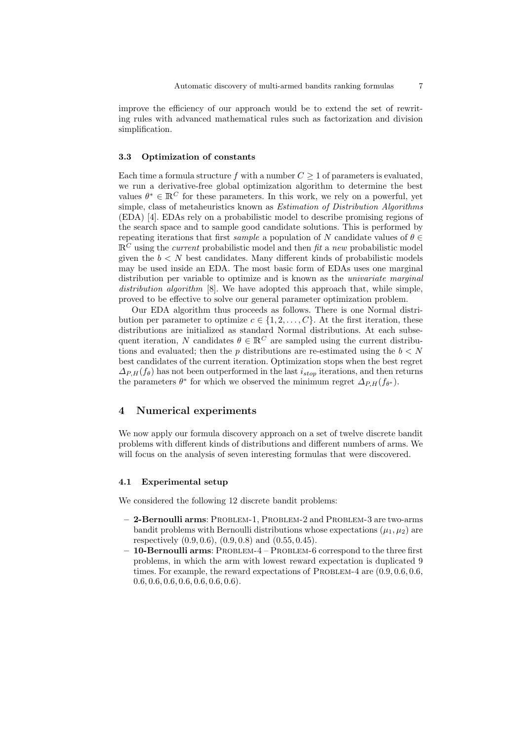improve the efficiency of our approach would be to extend the set of rewriting rules with advanced mathematical rules such as factorization and division simplification.

### 3.3 Optimization of constants

Each time a formula structure $f$ with a number $C \geq 1$ of parameters is evaluated, we run a derivative-free global optimization algorithm to determine the best values $\theta^* \in \mathbb{R}^C$ for these parameters. In this work, we rely on a powerful, yet simple, class of metaheuristics known as *Estimation of Distribution Algorithms* (EDA) [4]. EDAs rely on a probabilistic model to describe promising regions of the search space and to sample good candidate solutions. This is performed by repeating iterations that first *sample* a population of $N$ candidate values of $\theta \in \mathbb{R}^C$ using the *current* probabilistic model and then *fit* a *new* probabilistic model given the $b < N$ best candidates. Many different kinds of probabilistic models may be used inside an EDA. The most basic form of EDAs uses one marginal distribution per variable to optimize and is known as the *univariate marginal distribution algorithm* [8]. We have adopted this approach that, while simple, proved to be effective to solve our general parameter optimization problem.

Our EDA algorithm thus proceeds as follows. There is one Normal distribution per parameter to optimize $c \in \{1, 2, \ldots, C\}$. At the first iteration, these distributions are initialized as standard Normal distributions. At each subsequent iteration, $N$ candidates $\theta \in \mathbb{R}^C$ are sampled using the current distributions and evaluated; then the $p$ distributions are re-estimated using the $b < N$ best candidates of the current iteration. Optimization stops when the best regret $\Delta_{P,H}(f_\theta)$ has not been outperformed in the last $i_{stop}$ iterations, and then returns the parameters $\theta^*$ for which we observed the minimum regret $\Delta_{P,H}(f_{\theta^*})$.

## 4 Numerical experiments

We now apply our formula discovery approach on a set of twelve discrete bandit problems with different kinds of distributions and different numbers of arms. We will focus on the analysis of seven interesting formulas that were discovered.

### 4.1 Experimental setup

We considered the following 12 discrete bandit problems:

- **2-Bernoulli arms**: Problem-1, Problem-2 and Problem-3 are two-arms bandit problems with Bernoulli distributions whose expectations $(\mu_1, \mu_2)$ are respectively $(0.9, 0.6)$, $(0.9, 0.8)$ and $(0.55, 0.45)$.
- **10-Bernoulli arms**: Problem-4 – Problem-6 correspond to the three first problems, in which the arm with lowest reward expectation is duplicated 9 times. For example, the reward expectations of Problem-4 are $(0.9, 0.6, 0.6, 0.6, 0.6, 0.6, 0.6, 0.6, 0.6, 0.6)$.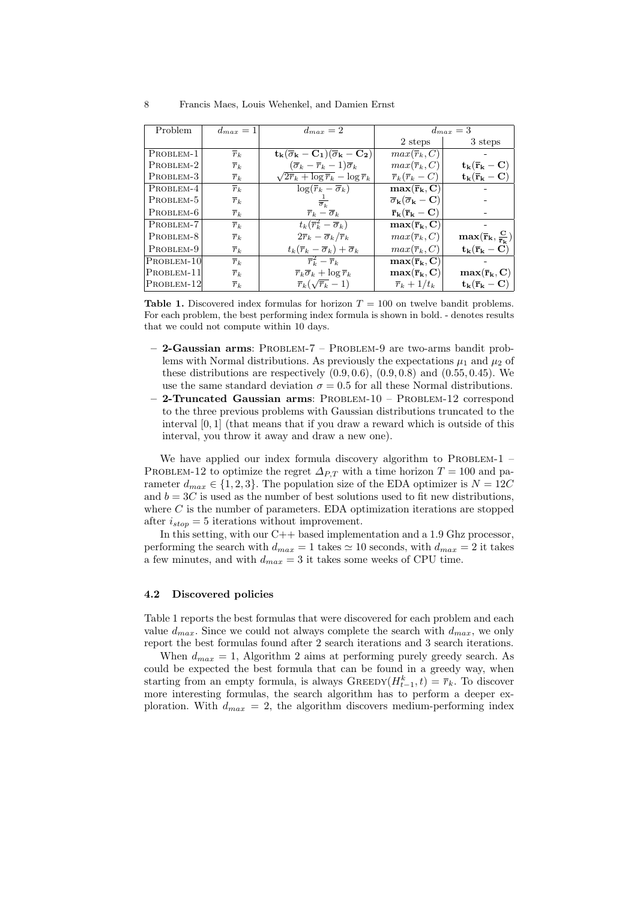| Problem | $d_{max}=1$ | $d_{max}=2$ | $d_{max}=3$ | |
|---|---|---|---|---|
| | | | 2 steps | 3 steps |
| Problem-1 | $\overline{r}_k$ | $\mathbf{t_k(\overline{\sigma}_k - C_1)(\overline{\sigma}_k - C_2)}$ | $max(\overline{r}_k, C)$ | - |
| Problem-2 | $\overline{r}_k$ | $(\overline{\sigma}_k - \overline{r}_k - 1)\overline{\sigma}_k$ | $max(\overline{r}_k, C)$ | $\mathbf{t_k(\overline{r}_k - C)}$ |
| Problem-3 | $\overline{r}_k$ | $\sqrt{2\overline{r}_k + \log \overline{r}_k} - \log \overline{r}_k$ | $\overline{r}_k(\overline{r}_k - C)$ | $\mathbf{t_k(\overline{r}_k - C)}$ |
| Problem-4 | $\overline{r}_k$ | $\log(\overline{r}_k - \overline{\sigma}_k)$ | $\mathbf{max(\overline{r}_k, C)}$ | - |
| Problem-5 | $\overline{r}_k$ | $\frac{1}{\overline{\sigma}_k}$ | $\mathbf{\overline{\sigma}_k(\overline{\sigma}_k - C)}$ | - |
| Problem-6 | $\overline{r}_k$ | $\overline{r}_k - \overline{\sigma}_k$ | $\mathbf{\overline{r}_k(\overline{r}_k - C)}$ | - |
| Problem-7 | $\overline{r}_k$ | $t_k(\overline{r}_k^2 - \overline{\sigma}_k)$ | $\mathbf{max(\overline{r}_k, C)}$ | - |
| Problem-8 | $\overline{r}_k$ | $2\overline{r}_k - \overline{\sigma}_k/\overline{r}_k$ | $max(\overline{r}_k, C)$ | $\mathbf{max(\overline{r}_k, \frac{C}{\overline{r}_k})}$ |
| Problem-9 | $\overline{r}_k$ | $t_k(\overline{r}_k - \overline{\sigma}_k) + \overline{\sigma}_k$ | $max(\overline{r}_k, C)$ | $\mathbf{t_k(\overline{r}_k - C)}$ |
| Problem-10 | $\overline{r}_k$ | $\overline{r}_k^2 - \overline{r}_k$ | $\mathbf{max(\overline{r}_k, C)}$ | - |
| Problem-11 | $\overline{r}_k$ | $\overline{r}_k\overline{\sigma}_k + \log \overline{r}_k$ | $\mathbf{max(\overline{r}_k, C)}$ | $\mathbf{max(\overline{r}_k, C)}$ |
| Problem-12 | $\overline{r}_k$ | $\overline{r}_k(\sqrt{\overline{r}_k} - 1)$ | $\overline{r}_k + 1/t_k$ | $\mathbf{t_k(\overline{r}_k - C)}$ |

**Table 1.** Discovered index formulas for horizon $T = 100$ on twelve bandit problems. For each problem, the best performing index formula is shown in bold. - denotes results that we could not compute within 10 days.

- **2-Gaussian arms**: Problem-7 – Problem-9 are two-arms bandit problems with Normal distributions. As previously the expectations $\mu_1$ and $\mu_2$ of these distributions are respectively $(0.9, 0.6)$, $(0.9, 0.8)$ and $(0.55, 0.45)$. We use the same standard deviation $\sigma = 0.5$ for all these Normal distributions.
- **2-Truncated Gaussian arms**: Problem-10 – Problem-12 correspond to the three previous problems with Gaussian distributions truncated to the interval $[0, 1]$ (that means that if you draw a reward which is outside of this interval, you throw it away and draw a new one).

We have applied our index formula discovery algorithm to Problem-1 – Problem-12 to optimize the regret $\Delta_{P,T}$ with a time horizon $T = 100$ and parameter $d_{max} \in \{1, 2, 3\}$. The population size of the EDA optimizer is $N = 12C$ and $b = 3C$ is used as the number of best solutions used to fit new distributions, where $C$ is the number of parameters. EDA optimization iterations are stopped after $i_{stop} = 5$ iterations without improvement.

In this setting, with our C++ based implementation and a 1.9 Ghz processor, performing the search with $d_{max} = 1$ takes $\simeq 10$ seconds, with $d_{max} = 2$ it takes a few minutes, and with $d_{max} = 3$ it takes some weeks of CPU time.

### 4.2 Discovered policies

Table 1 reports the best formulas that were discovered for each problem and each value $d_{max}$. Since we could not always complete the search with $d_{max}$, we only report the best formulas found after 2 search iterations and 3 search iterations.

When $d_{max} = 1$, Algorithm 2 aims at performing purely greedy search. As could be expected the best formula that can be found in a greedy way, when starting from an empty formula, is always $\text{Greedy}(H^k_{t-1}, t) = \overline{r}_k$. To discover more interesting formulas, the search algorithm has to perform a deeper exploration. With $d_{max} = 2$, the algorithm discovers medium-performing index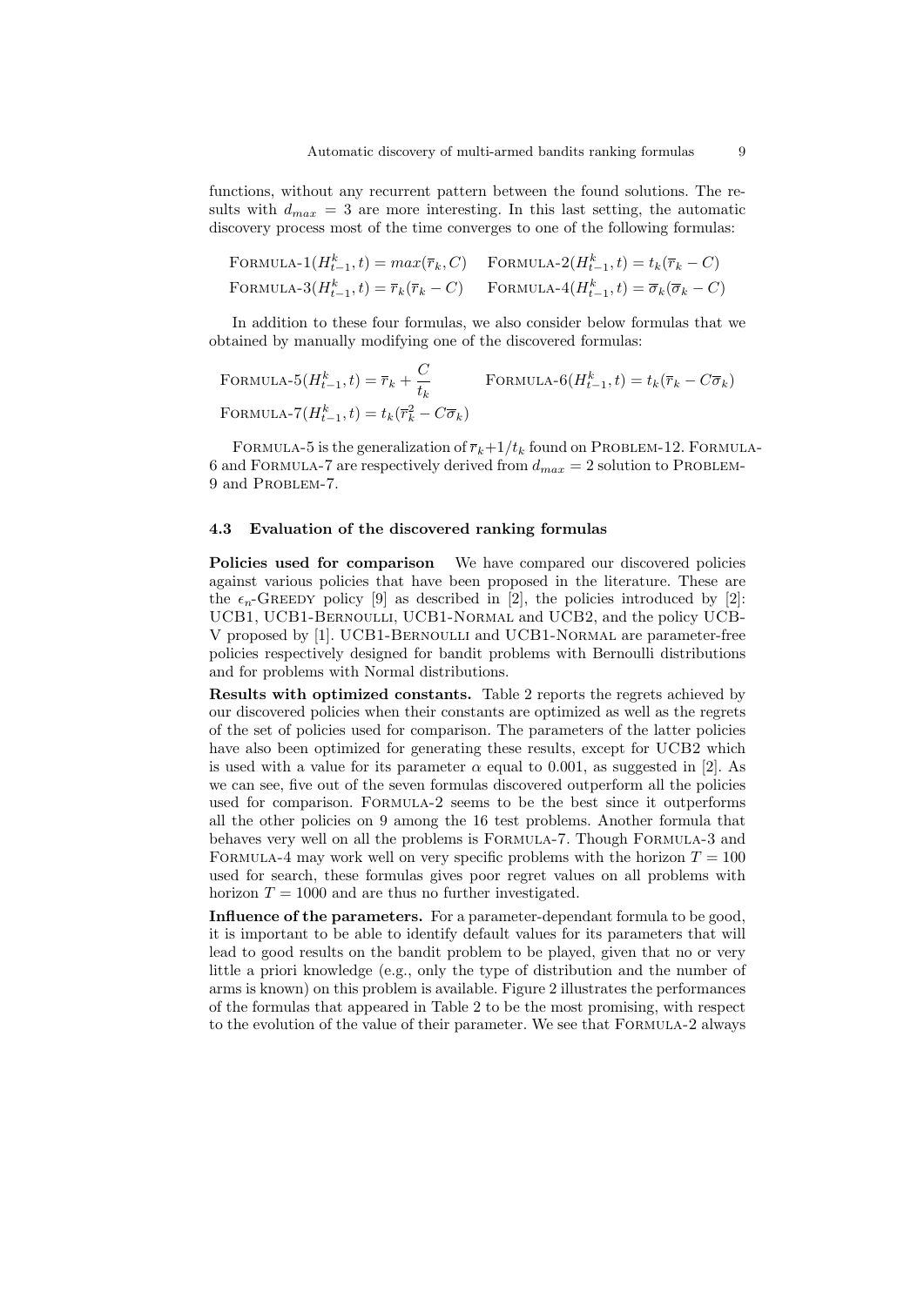functions, without any recurrent pattern between the found solutions. The results with $d_{max} = 3$ are more interesting. In this last setting, the automatic discovery process most of the time converges to one of the following formulas:

$$\text{Formula-1}(H_{t-1}^k, t) = max(\overline{r}_k, C) \quad \text{Formula-2}(H_{t-1}^k, t) = t_k(\overline{r}_k - C)$$

$$\text{Formula-3}(H_{t-1}^k, t) = \overline{r}_k(\overline{r}_k - C) \quad \text{Formula-4}(H_{t-1}^k, t) = \overline{\sigma}_k(\overline{\sigma}_k - C)$$

In addition to these four formulas, we also consider below formulas that we obtained by manually modifying one of the discovered formulas:

$$\text{Formula-5}(H_{t-1}^k, t) = \overline{r}_k + \frac{C}{t_k} \qquad \text{Formula-6}(H_{t-1}^k, t) = t_k(\overline{r}_k - C\overline{\sigma}_k)$$

$$\text{Formula-7}(H_{t-1}^k, t) = t_k(\overline{r}_k^2 - C\overline{\sigma}_k)$$

Formula-5 is the generalization of $\overline{r}_k + 1/t_k$ found on Problem-12. Formula-6 and Formula-7 are respectively derived from $d_{max} = 2$ solution to Problem-9 and Problem-7.

### 4.3 Evaluation of the discovered ranking formulas

**Policies used for comparison** We have compared our discovered policies against various policies that have been proposed in the literature. These are the $\epsilon_n$-Greedy policy [9] as described in [2], the policies introduced by [2]: UCB1, UCB1-Bernoulli, UCB1-Normal and UCB2, and the policy UCB-V proposed by [1]. UCB1-Bernoulli and UCB1-Normal are parameter-free policies respectively designed for bandit problems with Bernoulli distributions and for problems with Normal distributions.

**Results with optimized constants.** Table 2 reports the regrets achieved by our discovered policies when their constants are optimized as well as the regrets of the set of policies used for comparison. The parameters of the latter policies have also been optimized for generating these results, except for UCB2 which is used with a value for its parameter $\alpha$ equal to 0.001, as suggested in [2]. As we can see, five out of the seven formulas discovered outperform all the policies used for comparison. Formula-2 seems to be the best since it outperforms all the other policies on 9 among the 16 test problems. Another formula that behaves very well on all the problems is Formula-7. Though Formula-3 and Formula-4 may work well on very specific problems with the horizon $T = 100$ used for search, these formulas gives poor regret values on all problems with horizon $T = 1000$ and are thus no further investigated.

**Influence of the parameters.** For a parameter-dependant formula to be good, it is important to be able to identify default values for its parameters that will lead to good results on the bandit problem to be played, given that no or very little a priori knowledge (e.g., only the type of distribution and the number of arms is known) on this problem is available. Figure 2 illustrates the performances of the formulas that appeared in Table 2 to be the most promising, with respect to the evolution of the value of their parameter. We see that Formula-2 always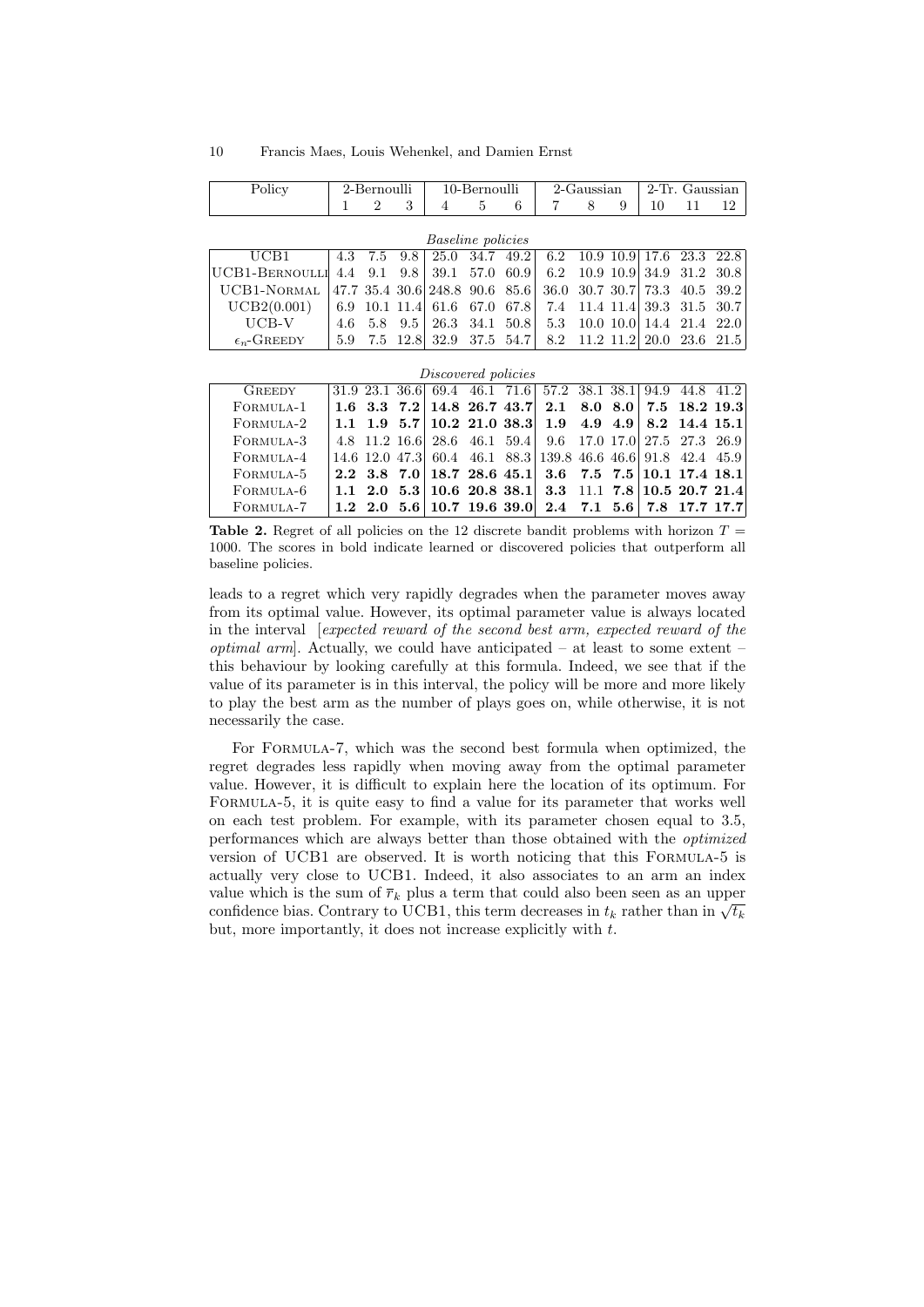| Policy | 2-Bernoulli | | | 10-Bernoulli | | | 2-Gaussian | | | 2-Tr. Gaussian | | |
|---|---|---|---|---|---|---|---|---|---|---|---|---|
| | 1 | 2 | 3 | 4 | 5 | 6 | 7 | 8 | 9 | 10 | 11 | 12 |
| *Baseline policies* | | | | | | | | | | | | |
| UCB1 | 4.3 | 7.5 | 9.8 | 25.0 | 34.7 | 49.2 | 6.2 | 10.9 | 10.9 | 17.6 | 23.3 | 22.8 |
| UCB1-Bernoulli | 4.4 | 9.1 | 9.8 | 39.1 | 57.0 | 60.9 | 6.2 | 10.9 | 10.9 | 34.9 | 31.2 | 30.8 |
| UCB1-Normal | 47.7 | 35.4 | 30.6 | 248.8 | 90.6 | 85.6 | 36.0 | 30.7 | 30.7 | 73.3 | 40.5 | 39.2 |
| UCB2(0.001) | 6.9 | 10.1 | 11.4 | 61.6 | 67.0 | 67.8 | 7.4 | 11.4 | 11.4 | 39.3 | 31.5 | 30.7 |
| UCB-V | 4.6 | 5.8 | 9.5 | 26.3 | 34.1 | 50.8 | 5.3 | 10.0 | 10.0 | 14.4 | 21.4 | 22.0 |
| $\epsilon_n$-Greedy | 5.9 | 7.5 | 12.8 | 32.9 | 37.5 | 54.7 | 8.2 | 11.2 | 11.2 | 20.0 | 23.6 | 21.5 |
| *Discovered policies* | | | | | | | | | | | | |
| Greedy | 31.9 | 23.1 | 36.6 | 69.4 | 46.1 | 71.6 | 57.2 | 38.1 | 38.1 | 94.9 | 44.8 | 41.2 |
| Formula-1 | **1.6** | **3.3** | **7.2** | **14.8** | **26.7** | **43.7** | **2.1** | **8.0** | **8.0** | **7.5** | **18.2** | **19.3** |
| Formula-2 | **1.1** | **1.9** | **5.7** | **10.2** | **21.0** | **38.3** | **1.9** | **4.9** | **4.9** | **8.2** | **14.4** | **15.1** |
| Formula-3 | 4.8 | 11.2 | 16.6 | 28.6 | 46.1 | 59.4 | 9.6 | 17.0 | 17.0 | 27.5 | 27.3 | 26.9 |
| Formula-4 | 14.6 | 12.0 | 47.3 | 60.4 | 46.1 | 88.3 | 139.8 | 46.6 | 46.6 | 91.8 | 42.4 | 45.9 |
| Formula-5 | **2.2** | **3.8** | **7.0** | **18.7** | **28.6** | **45.1** | **3.6** | **7.5** | **7.5** | **10.1** | **17.4** | **18.1** |
| Formula-6 | **1.1** | **2.0** | **5.3** | **10.6** | **20.8** | **38.1** | **3.3** | 11.1 | **7.8** | **10.5** | **20.7** | **21.4** |
| Formula-7 | **1.2** | **2.0** | **5.6** | **10.7** | **19.6** | **39.0** | **2.4** | **7.1** | **5.6** | **7.8** | **17.7** | **17.7** |

**Table 2.** Regret of all policies on the 12 discrete bandit problems with horizon $T = 1000$. The scores in bold indicate learned or discovered policies that outperform all baseline policies.

leads to a regret which very rapidly degrades when the parameter moves away from its optimal value. However, its optimal parameter value is always located in the interval [*expected reward of the second best arm, expected reward of the optimal arm*]. Actually, we could have anticipated – at least to some extent – this behaviour by looking carefully at this formula. Indeed, we see that if the value of its parameter is in this interval, the policy will be more and more likely to play the best arm as the number of plays goes on, while otherwise, it is not necessarily the case.

For Formula-7, which was the second best formula when optimized, the regret degrades less rapidly when moving away from the optimal parameter value. However, it is difficult to explain here the location of its optimum. For Formula-5, it is quite easy to find a value for its parameter that works well on each test problem. For example, with its parameter chosen equal to 3.5, performances which are always better than those obtained with the *optimized* version of UCB1 are observed. It is worth noticing that this Formula-5 is actually very close to UCB1. Indeed, it also associates to an arm an index value which is the sum of $\overline{r}_k$ plus a term that could also been seen as an upper confidence bias. Contrary to UCB1, this term decreases in $t_k$ rather than in $\sqrt{t_k}$ but, more importantly, it does not increase explicitly with $t$.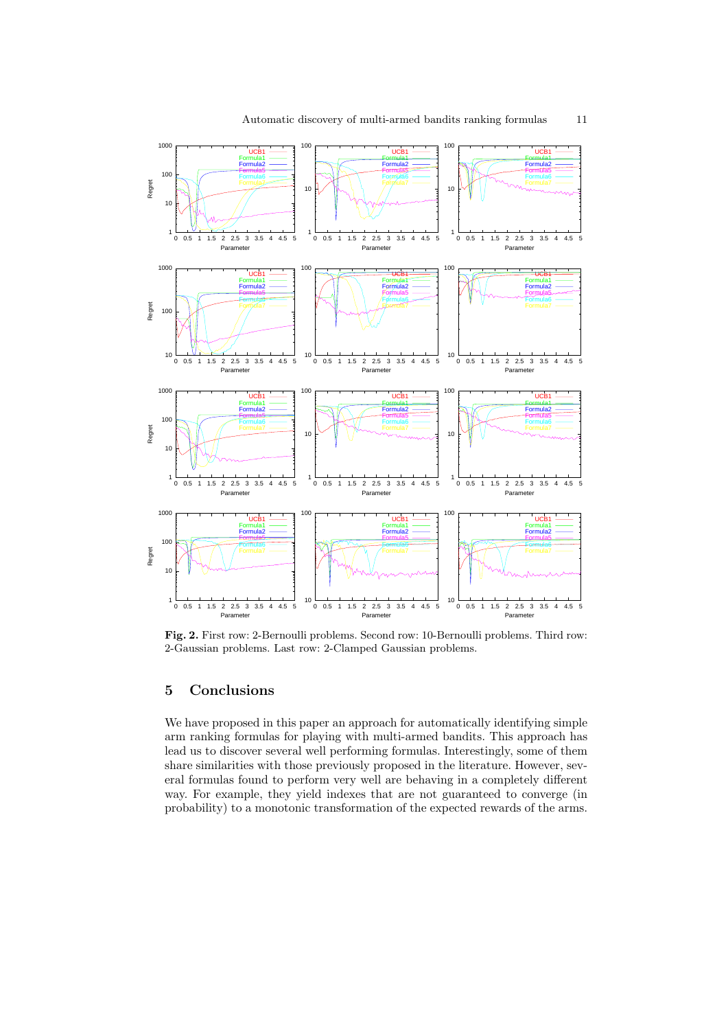**Fig. 2.** First row: 2-Bernoulli problems. Second row: 10-Bernoulli problems. Third row: 2-Gaussian problems. Last row: 2-Clamped Gaussian problems.

## 5 Conclusions

We have proposed in this paper an approach for automatically identifying simple arm ranking formulas for playing with multi-armed bandits. This approach has lead us to discover several well performing formulas. Interestingly, some of them share similarities with those previously proposed in the literature. However, several formulas found to perform very well are behaving in a completely different way. For example, they yield indexes that are not guaranteed to converge (in probability) to a monotonic transformation of the expected rewards of the arms.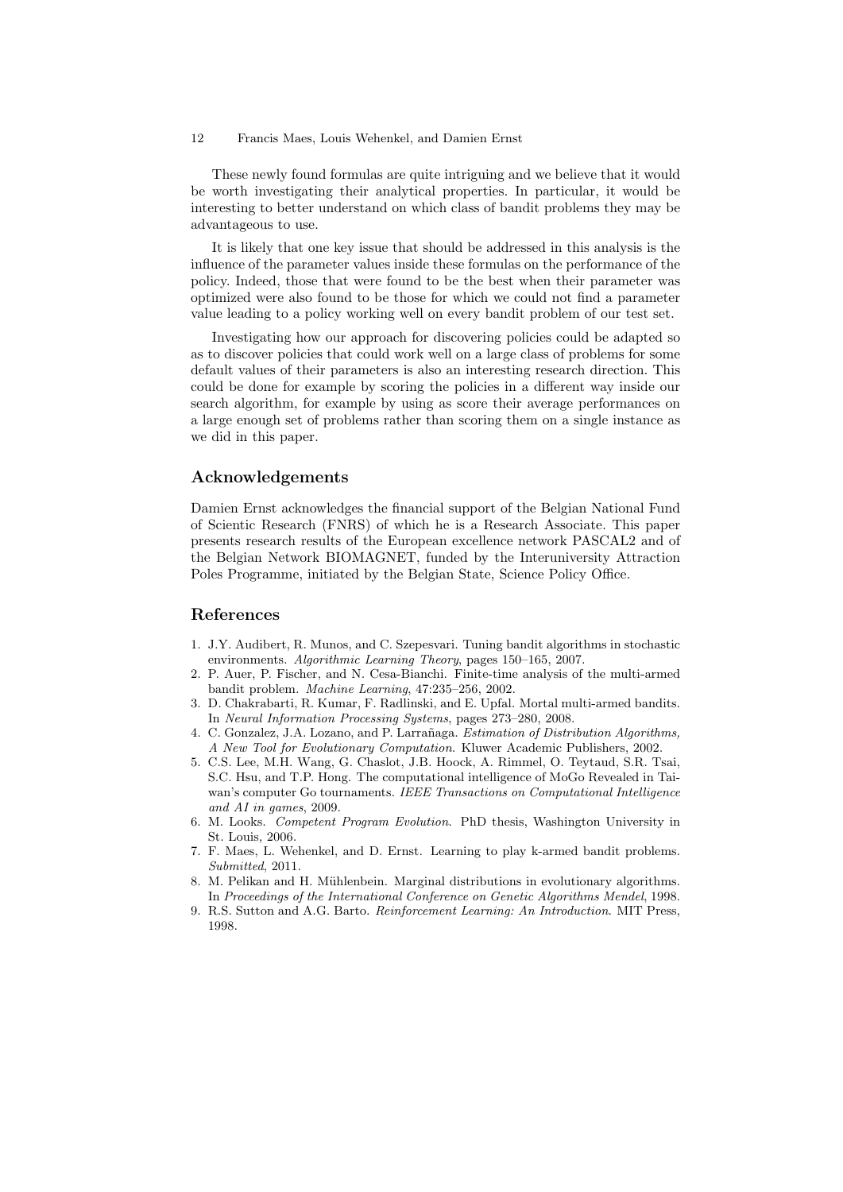These newly found formulas are quite intriguing and we believe that it would be worth investigating their analytical properties. In particular, it would be interesting to better understand on which class of bandit problems they may be advantageous to use.

It is likely that one key issue that should be addressed in this analysis is the influence of the parameter values inside these formulas on the performance of the policy. Indeed, those that were found to be the best when their parameter was optimized were also found to be those for which we could not find a parameter value leading to a policy working well on every bandit problem of our test set.

Investigating how our approach for discovering policies could be adapted so as to discover policies that could work well on a large class of problems for some default values of their parameters is also an interesting research direction. This could be done for example by scoring the policies in a different way inside our search algorithm, for example by using as score their average performances on a large enough set of problems rather than scoring them on a single instance as we did in this paper.

## Acknowledgements

Damien Ernst acknowledges the financial support of the Belgian National Fund of Scientic Research (FNRS) of which he is a Research Associate. This paper presents research results of the European excellence network PASCAL2 and of the Belgian Network BIOMAGNET, funded by the Interuniversity Attraction Poles Programme, initiated by the Belgian State, Science Policy Office.

## References

1. J.Y. Audibert, R. Munos, and C. Szepesvari. Tuning bandit algorithms in stochastic environments. *Algorithmic Learning Theory*, pages 150–165, 2007.
2. P. Auer, P. Fischer, and N. Cesa-Bianchi. Finite-time analysis of the multi-armed bandit problem. *Machine Learning*, 47:235–256, 2002.
3. D. Chakrabarti, R. Kumar, F. Radlinski, and E. Upfal. Mortal multi-armed bandits. In *Neural Information Processing Systems*, pages 273–280, 2008.
4. C. Gonzalez, J.A. Lozano, and P. Larrañaga. *Estimation of Distribution Algorithms, A New Tool for Evolutionary Computation*. Kluwer Academic Publishers, 2002.
5. C.S. Lee, M.H. Wang, G. Chaslot, J.B. Hoock, A. Rimmel, O. Teytaud, S.R. Tsai, S.C. Hsu, and T.P. Hong. The computational intelligence of MoGo Revealed in Taiwan's computer Go tournaments. *IEEE Transactions on Computational Intelligence and AI in games*, 2009.
6. M. Looks. *Competent Program Evolution*. PhD thesis, Washington University in St. Louis, 2006.
7. F. Maes, L. Wehenkel, and D. Ernst. Learning to play k-armed bandit problems. *Submitted*, 2011.
8. M. Pelikan and H. Mühlenbein. Marginal distributions in evolutionary algorithms. In *Proceedings of the International Conference on Genetic Algorithms Mendel*, 1998.
9. R.S. Sutton and A.G. Barto. *Reinforcement Learning: An Introduction*. MIT Press, 1998.